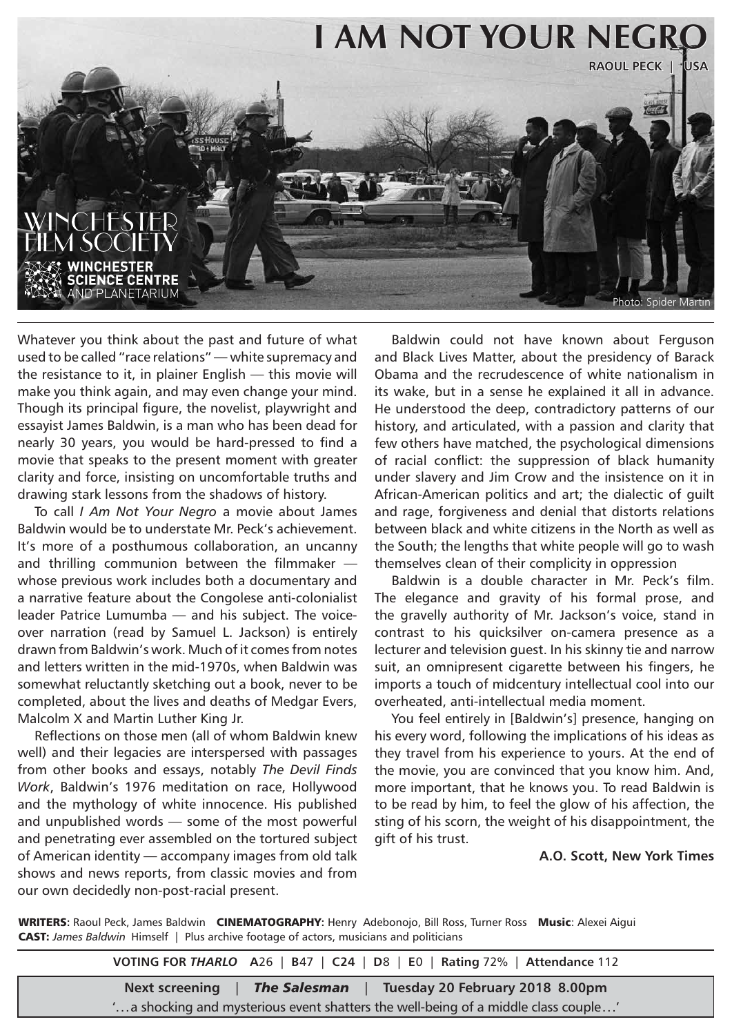# I AM NOT YOUR NEGRO

**RAOUL PECK | USA**

WINCHESTER FILM SOCIETY

WINCHESTER SCIENCE CENTRE AND PLANETARIUM

Photo: Spider Martin

Whatever you think about the past and future of what used to be called "race relations" — white supremacy and the resistance to it, in plainer English — this movie will make you think again, and may even change your mind. Though its principal figure, the novelist, playwright and essayist James Baldwin, is a man who has been dead for nearly 30 years, you would be hard-pressed to find a movie that speaks to the present moment with greater clarity and force, insisting on uncomfortable truths and drawing stark lessons from the shadows of history.

To call *I Am Not Your Negro* a movie about James Baldwin would be to understate Mr. Peck's achievement. It's more of a posthumous collaboration, an uncanny and thrilling communion between the filmmaker — whose previous work includes both a documentary and a narrative feature about the Congolese anti-colonialist leader Patrice Lumumba — and his subject. The voice-over narration (read by Samuel L. Jackson) is entirely drawn from Baldwin's work. Much of it comes from notes and letters written in the mid-1970s, when Baldwin was somewhat reluctantly sketching out a book, never to be completed, about the lives and deaths of Medgar Evers, Malcolm X and Martin Luther King Jr.

Reflections on those men (all of whom Baldwin knew well) and their legacies are interspersed with passages from other books and essays, notably *The Devil Finds Work*, Baldwin's 1976 meditation on race, Hollywood and the mythology of white innocence. His published and unpublished words — some of the most powerful and penetrating ever assembled on the tortured subject of American identity — accompany images from old talk shows and news reports, from classic movies and from our own decidedly non-post-racial present.

Baldwin could not have known about Ferguson and Black Lives Matter, about the presidency of Barack Obama and the recrudescence of white nationalism in its wake, but in a sense he explained it all in advance. He understood the deep, contradictory patterns of our history, and articulated, with a passion and clarity that few others have matched, the psychological dimensions of racial conflict: the suppression of black humanity under slavery and Jim Crow and the insistence on it in African-American politics and art; the dialectic of guilt and rage, forgiveness and denial that distorts relations between black and white citizens in the North as well as the South; the lengths that white people will go to wash themselves clean of their complicity in oppression

Baldwin is a double character in Mr. Peck's film. The elegance and gravity of his formal prose, and the gravelly authority of Mr. Jackson's voice, stand in contrast to his quicksilver on-camera presence as a lecturer and television guest. In his skinny tie and narrow suit, an omnipresent cigarette between his fingers, he imports a touch of midcentury intellectual cool into our overheated, anti-intellectual media moment.

You feel entirely in [Baldwin's] presence, hanging on his every word, following the implications of his ideas as they travel from his experience to yours. At the end of the movie, you are convinced that you know him. And, more important, that he knows you. To read Baldwin is to be read by him, to feel the glow of his affection, the sting of his scorn, the weight of his disappointment, the gift of his trust.

**A.O. Scott, New York Times**

**WRITERS**: Raoul Peck, James Baldwin **CINEMATOGRAPHY**: Henry Adebonojo, Bill Ross, Turner Ross **Music**: Alexei Aigui
**CAST:** *James Baldwin* Himself | Plus archive footage of actors, musicians and politicians

**VOTING FOR *THARLO*** **A**26 | **B**47 | **C24** | **D**8 | **E**0 | **Rating** 72% | **Attendance** 112

**Next screening** | ***The Salesman*** | **Tuesday 20 February 2018 8.00pm**
'…a shocking and mysterious event shatters the well-being of a middle class couple…'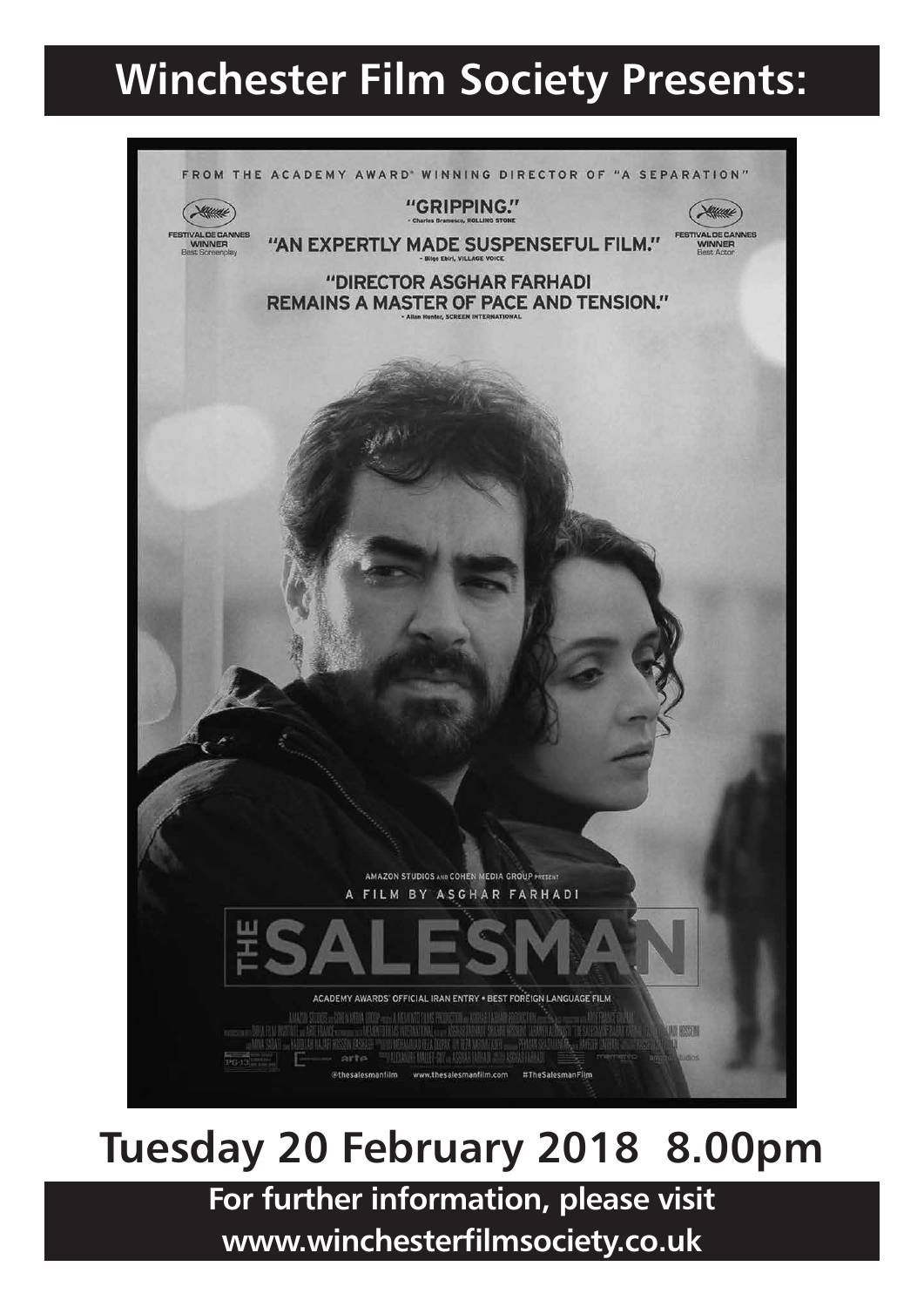# Winchester Film Society Presents:

FROM THE ACADEMY AWARD® WINNING DIRECTOR OF "A SEPARATION"

FESTIVAL DE CANNES WINNER Best Screenplay

FESTIVAL DE CANNES WINNER Best Actor

"GRIPPING."
- Charles Bramesco, ROLLING STONE

"AN EXPERTLY MADE SUSPENSEFUL FILM."
- Bilge Ebiri, VILLAGE VOICE

"DIRECTOR ASGHAR FARHADI REMAINS A MASTER OF PACE AND TENSION."
- Allan Hunter, SCREEN INTERNATIONAL

AMAZON STUDIOS AND COHEN MEDIA GROUP PRESENT

A FILM BY ASGHAR FARHADI

THE SALESMAN

ACADEMY AWARDS' OFFICIAL IRAN ENTRY • BEST FOREIGN LANGUAGE FILM

@thesalesmanfilm www.thesalesmanfilm.com #TheSalesmanFilm

## Tuesday 20 February 2018 8.00pm

**For further information, please visit www.winchesterfilmsociety.co.uk**